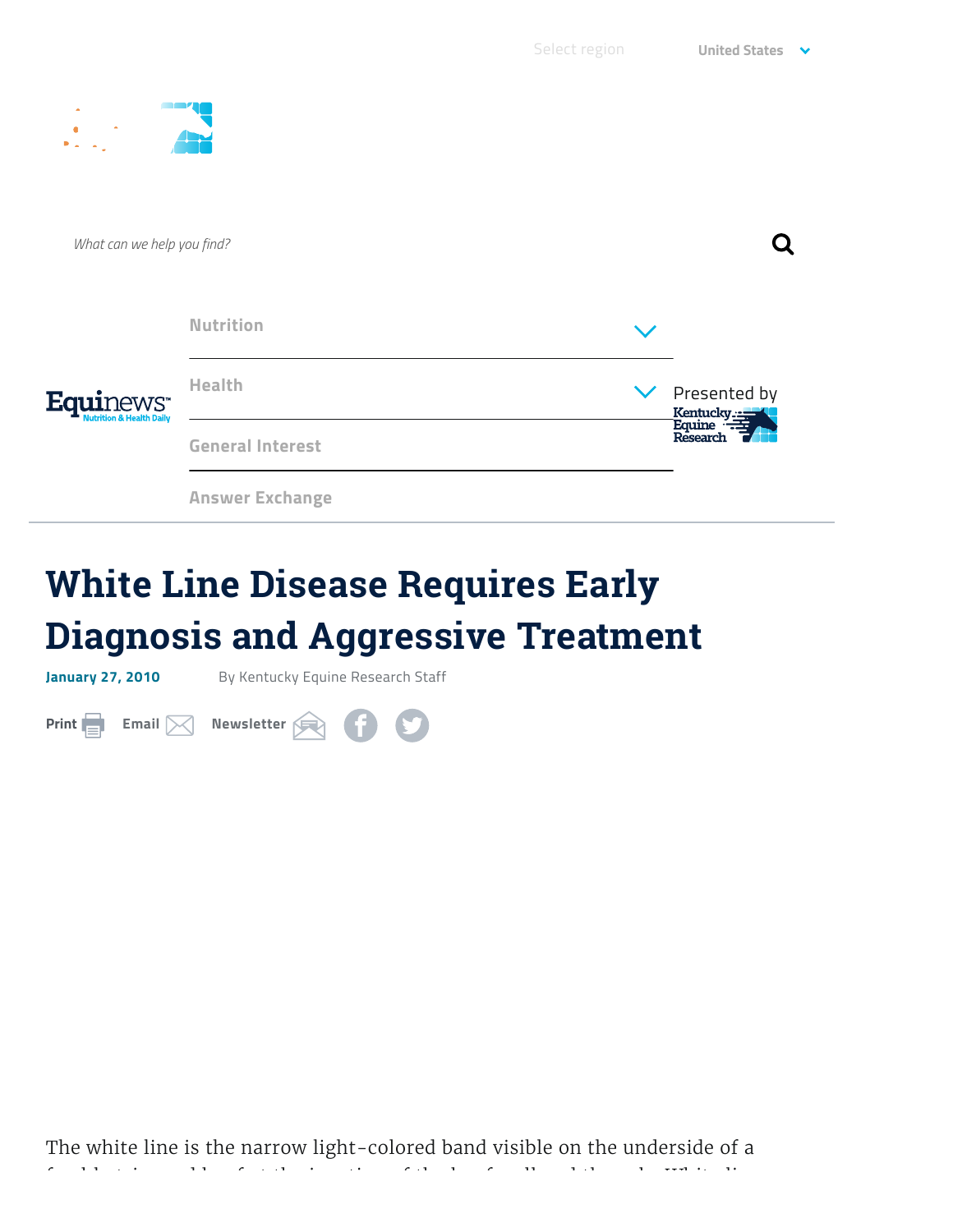# White Line Disease Requires Early Diagnosis and Aggressive Treatment

January 27, 2010 By Kentucky Equine Research Staff

The white line is the narrow light-colored band visible on the underside of a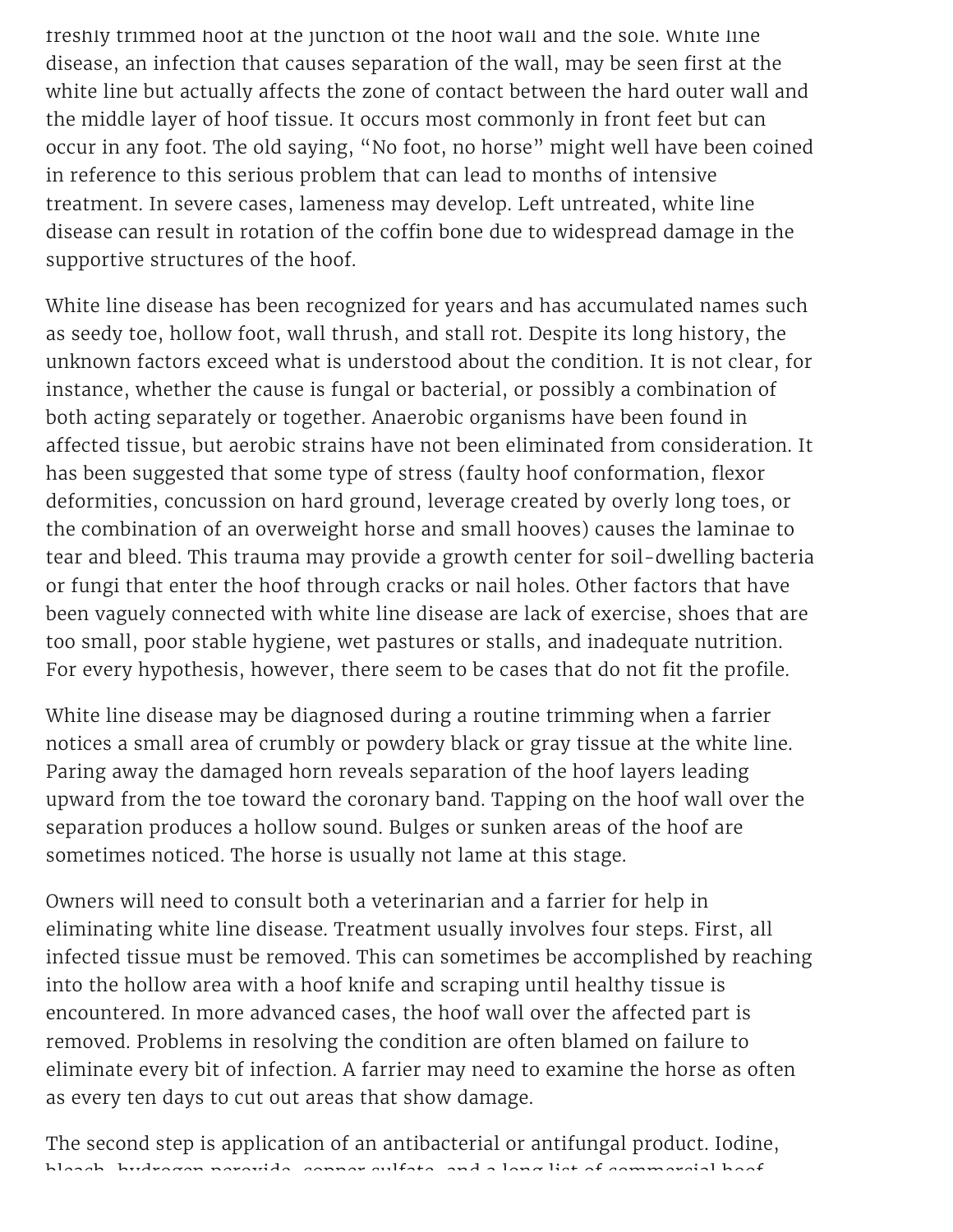freshly trimmed hoof at the junction of the hoof wall and the sole. White line disease, an infection that causes separation of the wall, may be seen first at the white line but actually affects the zone of contact between the hard outer wall and the middle layer of hoof tissue. It occurs most commonly in front feet but can occur in any foot. The old saying, "No foot, no horse" might well have been coined in reference to this serious problem that can lead to months of intensive treatment. In severe cases, lameness may develop. Left untreated, white line disease can result in rotation of the coffin bone due to widespread damage in the supportive structures of the hoof.

White line disease has been recognized for years and has accumulated names such as seedy toe, hollow foot, wall thrush, and stall rot. Despite its long history, the unknown factors exceed what is understood about the condition. It is not clear, for instance, whether the cause is fungal or bacterial, or possibly a combination of both acting separately or together. Anaerobic organisms have been found in affected tissue, but aerobic strains have not been eliminated from consideration. It has been suggested that some type of stress (faulty hoof conformation, flexor deformities, concussion on hard ground, leverage created by overly long toes, or the combination of an overweight horse and small hooves) causes the laminae to tear and bleed. This trauma may provide a growth center for soil-dwelling bacteria or fungi that enter the hoof through cracks or nail holes. Other factors that have been vaguely connected with white line disease are lack of exercise, shoes that are too small, poor stable hygiene, wet pastures or stalls, and inadequate nutrition. For every hypothesis, however, there seem to be cases that do not fit the profile.

White line disease may be diagnosed during a routine trimming when a farrier notices a small area of crumbly or powdery black or gray tissue at the white line. Paring away the damaged horn reveals separation of the hoof layers leading upward from the toe toward the coronary band. Tapping on the hoof wall over the separation produces a hollow sound. Bulges or sunken areas of the hoof are sometimes noticed. The horse is usually not lame at this stage.

Owners will need to consult both a veterinarian and a farrier for help in eliminating white line disease. Treatment usually involves four steps. First, all infected tissue must be removed. This can sometimes be accomplished by reaching into the hollow area with a hoof knife and scraping until healthy tissue is encountered. In more advanced cases, the hoof wall over the affected part is removed. Problems in resolving the condition are often blamed on failure to eliminate every bit of infection. A farrier may need to examine the horse as often as every ten days to cut out areas that show damage.

The second step is application of an antibacterial or antifungal product. Iodine, bleach, hydrogen peroxide, copper sulfate, and a long list of commercial hoof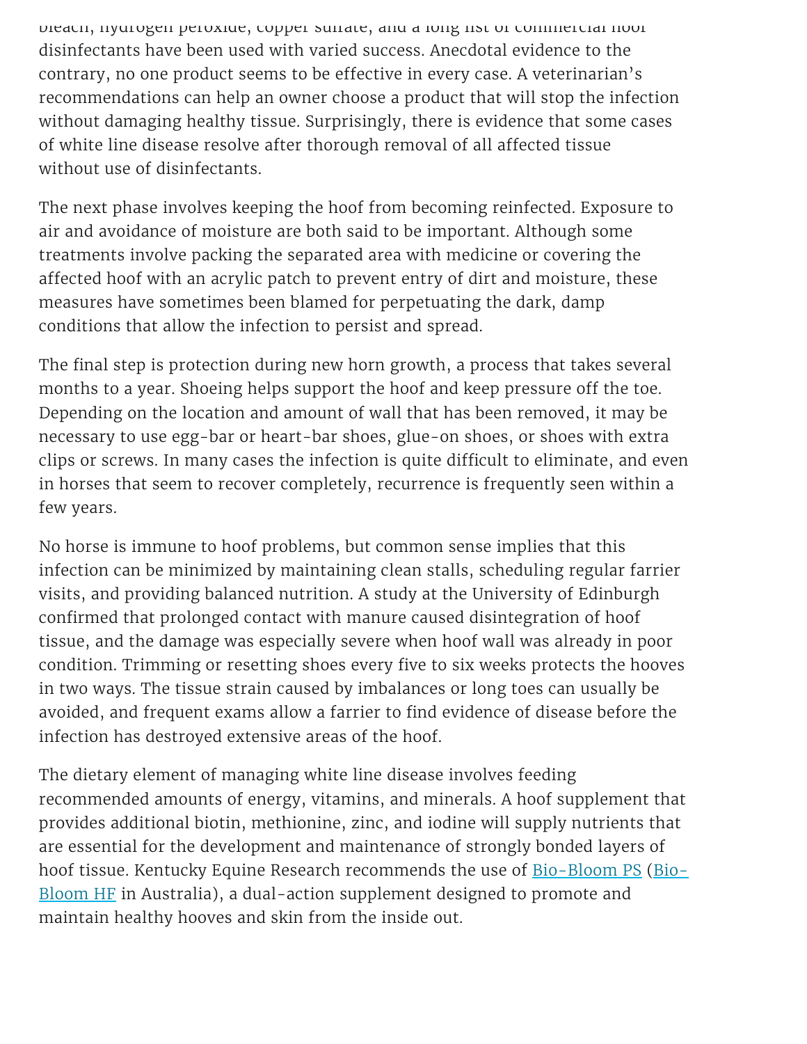bleach, hydrogen peroxide, copper sulfate, and a long list of commercial hoof disinfectants have been used with varied success. Anecdotal evidence to the contrary, no one product seems to be effective in every case. A veterinarian's recommendations can help an owner choose a product that will stop the infection without damaging healthy tissue. Surprisingly, there is evidence that some cases of white line disease resolve after thorough removal of all affected tissue without use of disinfectants.

The next phase involves keeping the hoof from becoming reinfected. Exposure to air and avoidance of moisture are both said to be important. Although some treatments involve packing the separated area with medicine or covering the affected hoof with an acrylic patch to prevent entry of dirt and moisture, these measures have sometimes been blamed for perpetuating the dark, damp conditions that allow the infection to persist and spread.

The final step is protection during new horn growth, a process that takes several months to a year. Shoeing helps support the hoof and keep pressure off the toe. Depending on the location and amount of wall that has been removed, it may be necessary to use egg-bar or heart-bar shoes, glue-on shoes, or shoes with extra clips or screws. In many cases the infection is quite difficult to eliminate, and even in horses that seem to recover completely, recurrence is frequently seen within a few years.

No horse is immune to hoof problems, but common sense implies that this infection can be minimized by maintaining clean stalls, scheduling regular farrier visits, and providing balanced nutrition. A study at the University of Edinburgh confirmed that prolonged contact with manure caused disintegration of hoof tissue, and the damage was especially severe when hoof wall was already in poor condition. Trimming or resetting shoes every five to six weeks protects the hooves in two ways. The tissue strain caused by imbalances or long toes can usually be avoided, and frequent exams allow a farrier to find evidence of disease before the infection has destroyed extensive areas of the hoof.

The dietary element of managing white line disease involves feeding recommended amounts of energy, vitamins, and minerals. A hoof supplement that provides additional biotin, methionine, zinc, and iodine will supply nutrients that are essential for the development and maintenance of strongly bonded layers of hoof tissue. Kentucky Equine Research recommends the use of Bio-Bloom PS (Bio-Bloom HF in Australia), a dual-action supplement designed to promote and maintain healthy hooves and skin from the inside out.